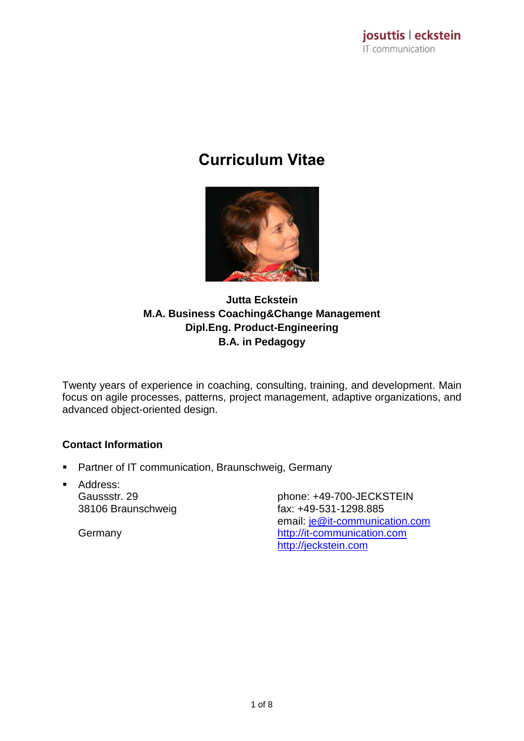# Curriculum Vitae

**Jutta Eckstein**
**M.A. Business Coaching&Change Management**
**Dipl.Eng. Product-Engineering**
**B.A. in Pedagogy**

Twenty years of experience in coaching, consulting, training, and development. Main focus on agile processes, patterns, project management, adaptive organizations, and advanced object-oriented design.

### Contact Information

- Partner of IT communication, Braunschweig, Germany
- Address:
  Gaussstr. 29
  38106 Braunschweig

  Germany

  phone: +49-700-JECKSTEIN
  fax: +49-531-1298.885
  email: [je@it-communication.com](mailto:je@it-communication.com)
  [http://it-communication.com](http://it-communication.com)
  [http://jeckstein.com](http://jeckstein.com)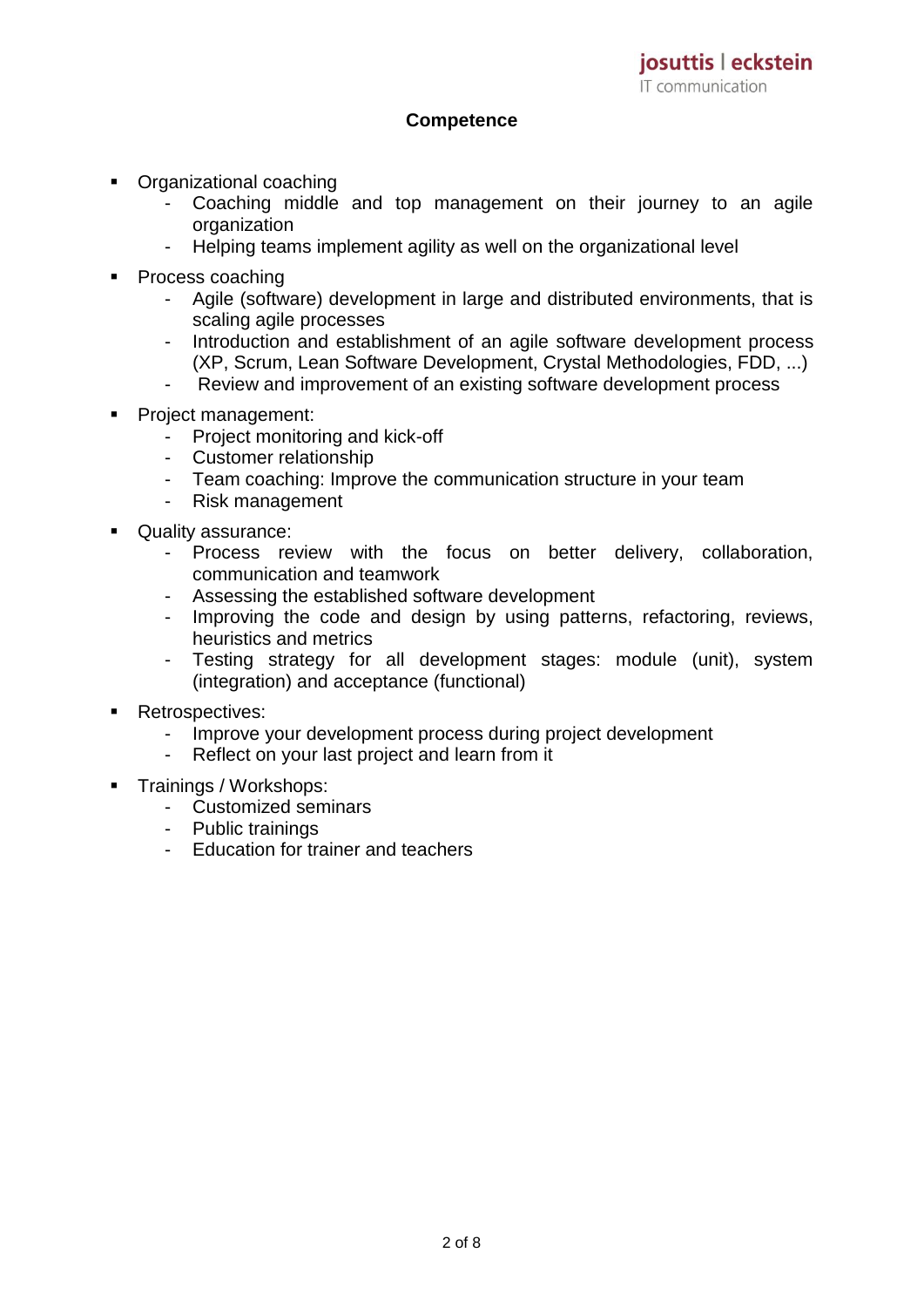## Competence

- Organizational coaching
  - Coaching middle and top management on their journey to an agile organization
  - Helping teams implement agility as well on the organizational level
- Process coaching
  - Agile (software) development in large and distributed environments, that is scaling agile processes
  - Introduction and establishment of an agile software development process (XP, Scrum, Lean Software Development, Crystal Methodologies, FDD, ...)
  - Review and improvement of an existing software development process
- Project management:
  - Project monitoring and kick-off
  - Customer relationship
  - Team coaching: Improve the communication structure in your team
  - Risk management
- Quality assurance:
  - Process review with the focus on better delivery, collaboration, communication and teamwork
  - Assessing the established software development
  - Improving the code and design by using patterns, refactoring, reviews, heuristics and metrics
  - Testing strategy for all development stages: module (unit), system (integration) and acceptance (functional)
- Retrospectives:
  - Improve your development process during project development
  - Reflect on your last project and learn from it
- Trainings / Workshops:
  - Customized seminars
  - Public trainings
  - Education for trainer and teachers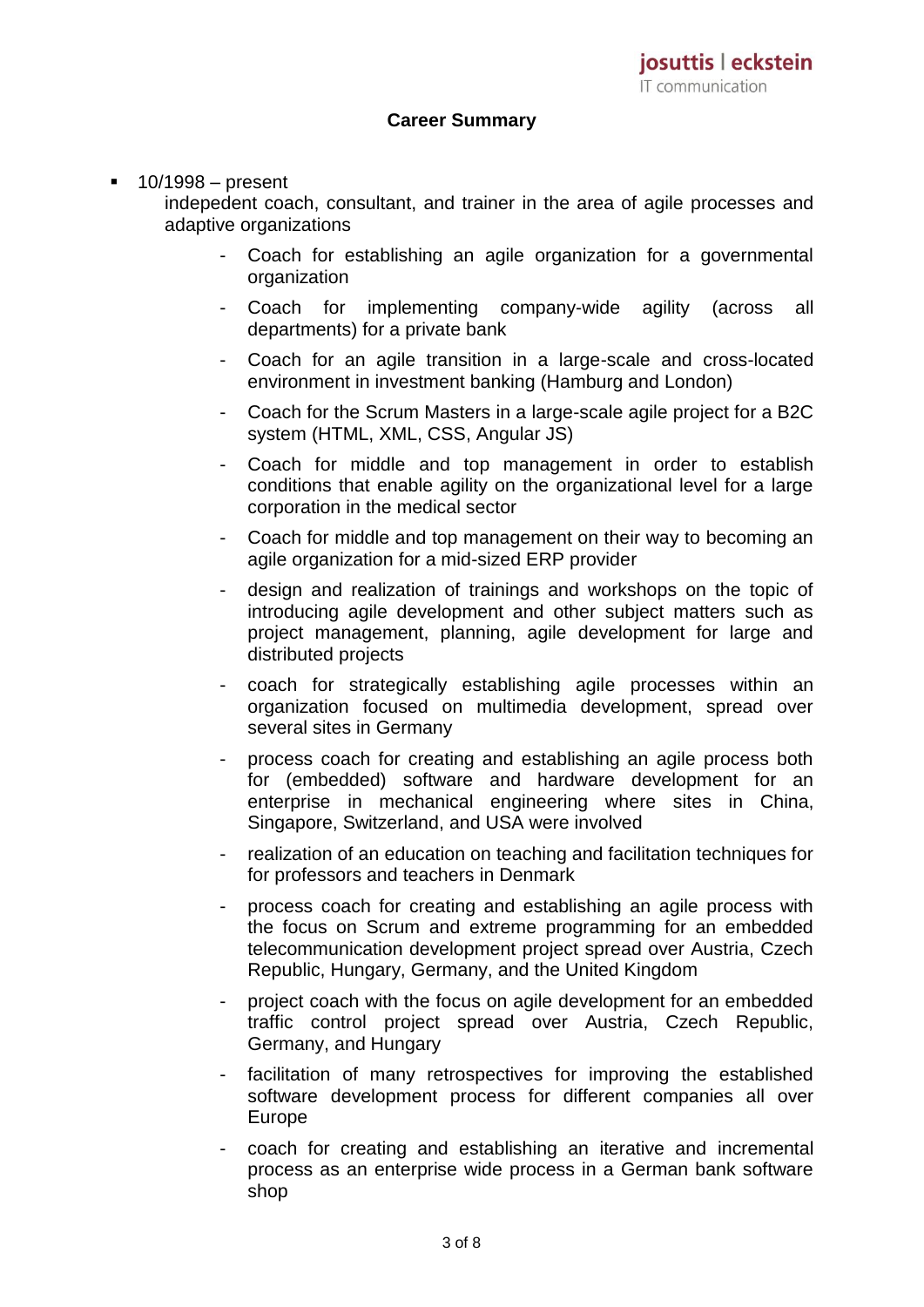## Career Summary

- 10/1998 – present
  indepedent coach, consultant, and trainer in the area of agile processes and adaptive organizations
    - Coach for establishing an agile organization for a governmental organization
    - Coach for implementing company-wide agility (across all departments) for a private bank
    - Coach for an agile transition in a large-scale and cross-located environment in investment banking (Hamburg and London)
    - Coach for the Scrum Masters in a large-scale agile project for a B2C system (HTML, XML, CSS, Angular JS)
    - Coach for middle and top management in order to establish conditions that enable agility on the organizational level for a large corporation in the medical sector
    - Coach for middle and top management on their way to becoming an agile organization for a mid-sized ERP provider
    - design and realization of trainings and workshops on the topic of introducing agile development and other subject matters such as project management, planning, agile development for large and distributed projects
    - coach for strategically establishing agile processes within an organization focused on multimedia development, spread over several sites in Germany
    - process coach for creating and establishing an agile process both for (embedded) software and hardware development for an enterprise in mechanical engineering where sites in China, Singapore, Switzerland, and USA were involved
    - realization of an education on teaching and facilitation techniques for for professors and teachers in Denmark
    - process coach for creating and establishing an agile process with the focus on Scrum and extreme programming for an embedded telecommunication development project spread over Austria, Czech Republic, Hungary, Germany, and the United Kingdom
    - project coach with the focus on agile development for an embedded traffic control project spread over Austria, Czech Republic, Germany, and Hungary
    - facilitation of many retrospectives for improving the established software development process for different companies all over Europe
    - coach for creating and establishing an iterative and incremental process as an enterprise wide process in a German bank software shop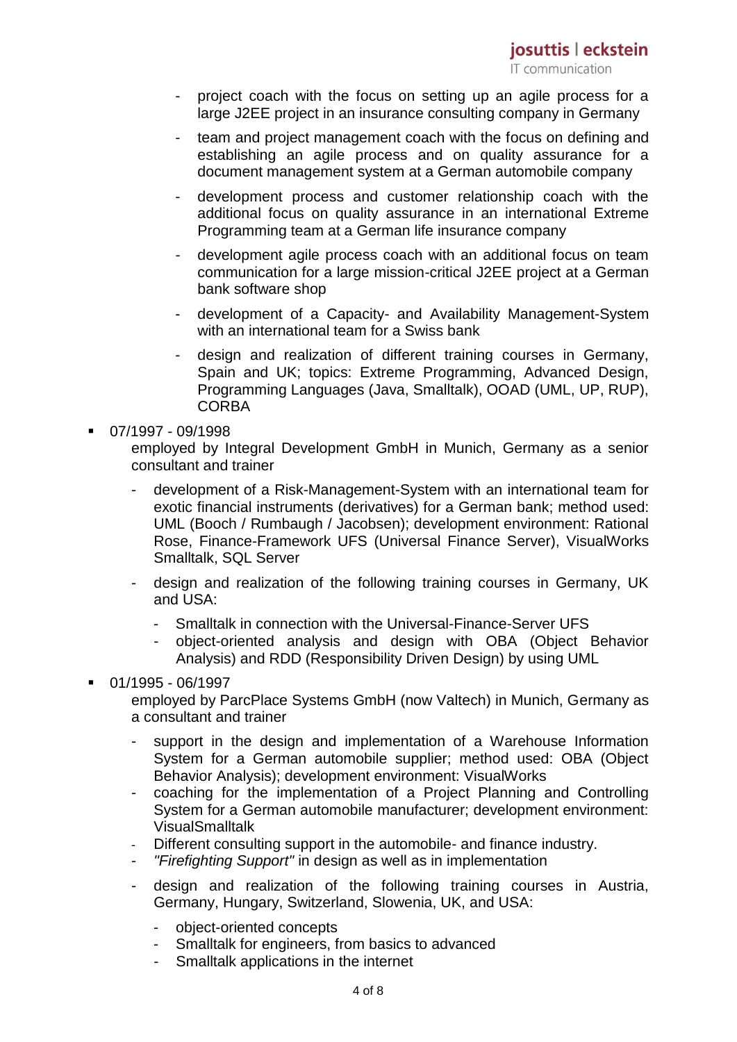- project coach with the focus on setting up an agile process for a large J2EE project in an insurance consulting company in Germany
- team and project management coach with the focus on defining and establishing an agile process and on quality assurance for a document management system at a German automobile company
- development process and customer relationship coach with the additional focus on quality assurance in an international Extreme Programming team at a German life insurance company
- development agile process coach with an additional focus on team communication for a large mission-critical J2EE project at a German bank software shop
- development of a Capacity- and Availability Management-System with an international team for a Swiss bank
- design and realization of different training courses in Germany, Spain and UK; topics: Extreme Programming, Advanced Design, Programming Languages (Java, Smalltalk), OOAD (UML, UP, RUP), CORBA

- 07/1997 - 09/1998
  employed by Integral Development GmbH in Munich, Germany as a senior consultant and trainer
  - development of a Risk-Management-System with an international team for exotic financial instruments (derivatives) for a German bank; method used: UML (Booch / Rumbaugh / Jacobsen); development environment: Rational Rose, Finance-Framework UFS (Universal Finance Server), VisualWorks Smalltalk, SQL Server
  - design and realization of the following training courses in Germany, UK and USA:
    - Smalltalk in connection with the Universal-Finance-Server UFS
    - object-oriented analysis and design with OBA (Object Behavior Analysis) and RDD (Responsibility Driven Design) by using UML

- 01/1995 - 06/1997
  employed by ParcPlace Systems GmbH (now Valtech) in Munich, Germany as a consultant and trainer
  - support in the design and implementation of a Warehouse Information System for a German automobile supplier; method used: OBA (Object Behavior Analysis); development environment: VisualWorks
  - coaching for the implementation of a Project Planning and Controlling System for a German automobile manufacturer; development environment: VisualSmalltalk
  - Different consulting support in the automobile- and finance industry.
  - *"Firefighting Support"* in design as well as in implementation
  - design and realization of the following training courses in Austria, Germany, Hungary, Switzerland, Slowenia, UK, and USA:
    - object-oriented concepts
    - Smalltalk for engineers, from basics to advanced
    - Smalltalk applications in the internet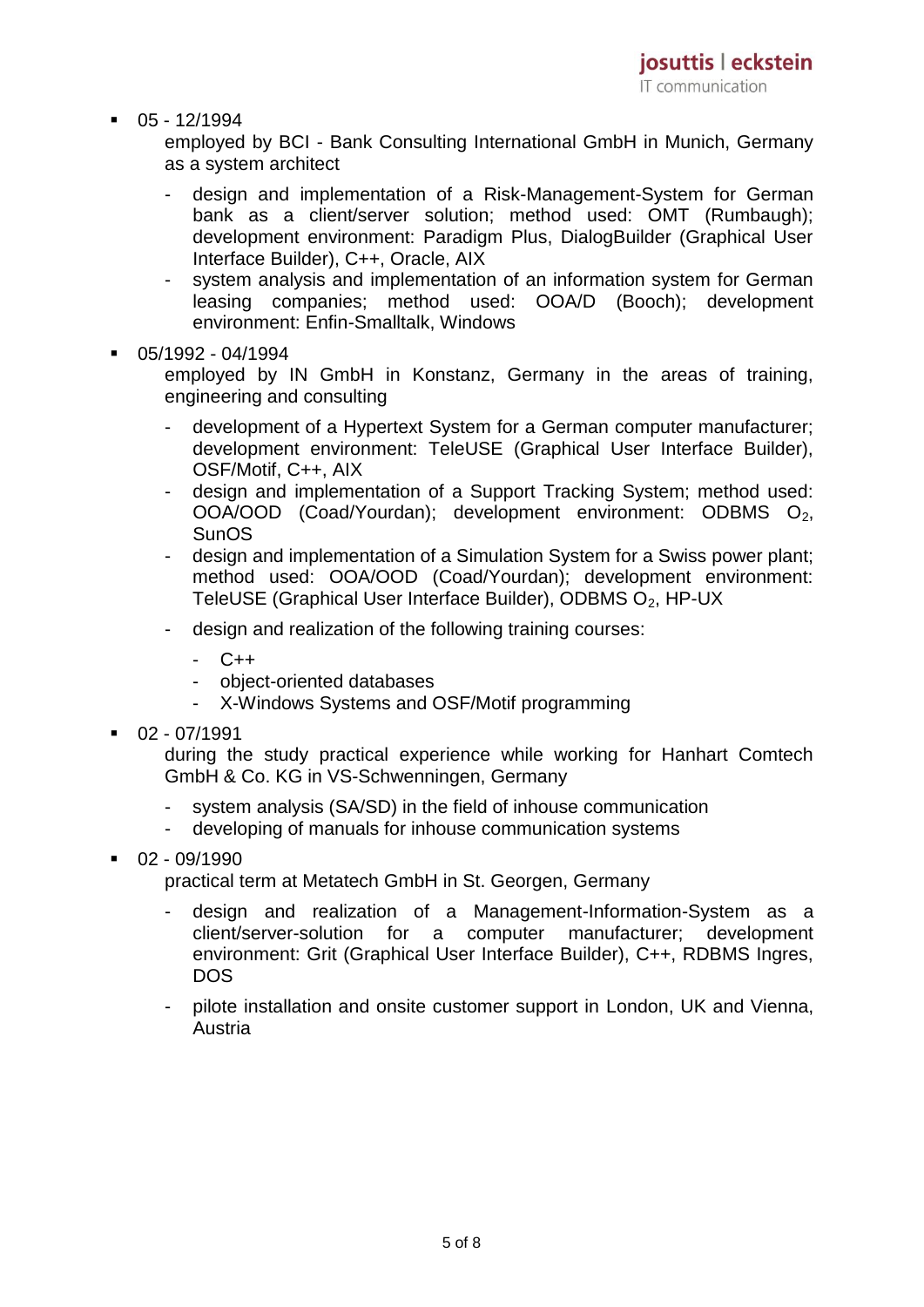- 05 - 12/1994

  employed by BCI - Bank Consulting International GmbH in Munich, Germany as a system architect

  - design and implementation of a Risk-Management-System for German bank as a client/server solution; method used: OMT (Rumbaugh); development environment: Paradigm Plus, DialogBuilder (Graphical User Interface Builder), C++, Oracle, AIX
  - system analysis and implementation of an information system for German leasing companies; method used: OOA/D (Booch); development environment: Enfin-Smalltalk, Windows

- 05/1992 - 04/1994

  employed by IN GmbH in Konstanz, Germany in the areas of training, engineering and consulting

  - development of a Hypertext System for a German computer manufacturer; development environment: TeleUSE (Graphical User Interface Builder), OSF/Motif, C++, AIX
  - design and implementation of a Support Tracking System; method used: OOA/OOD (Coad/Yourdan); development environment: ODBMS $O_2$, SunOS
  - design and implementation of a Simulation System for a Swiss power plant; method used: OOA/OOD (Coad/Yourdan); development environment: TeleUSE (Graphical User Interface Builder), ODBMS $O_2$, HP-UX
  - design and realization of the following training courses:
    - C++
    - object-oriented databases
    - X-Windows Systems and OSF/Motif programming

- 02 - 07/1991

  during the study practical experience while working for Hanhart Comtech GmbH & Co. KG in VS-Schwenningen, Germany

  - system analysis (SA/SD) in the field of inhouse communication
  - developing of manuals for inhouse communication systems

- 02 - 09/1990

  practical term at Metatech GmbH in St. Georgen, Germany

  - design and realization of a Management-Information-System as a client/server-solution for a computer manufacturer; development environment: Grit (Graphical User Interface Builder), C++, RDBMS Ingres, DOS
  - pilote installation and onsite customer support in London, UK and Vienna, Austria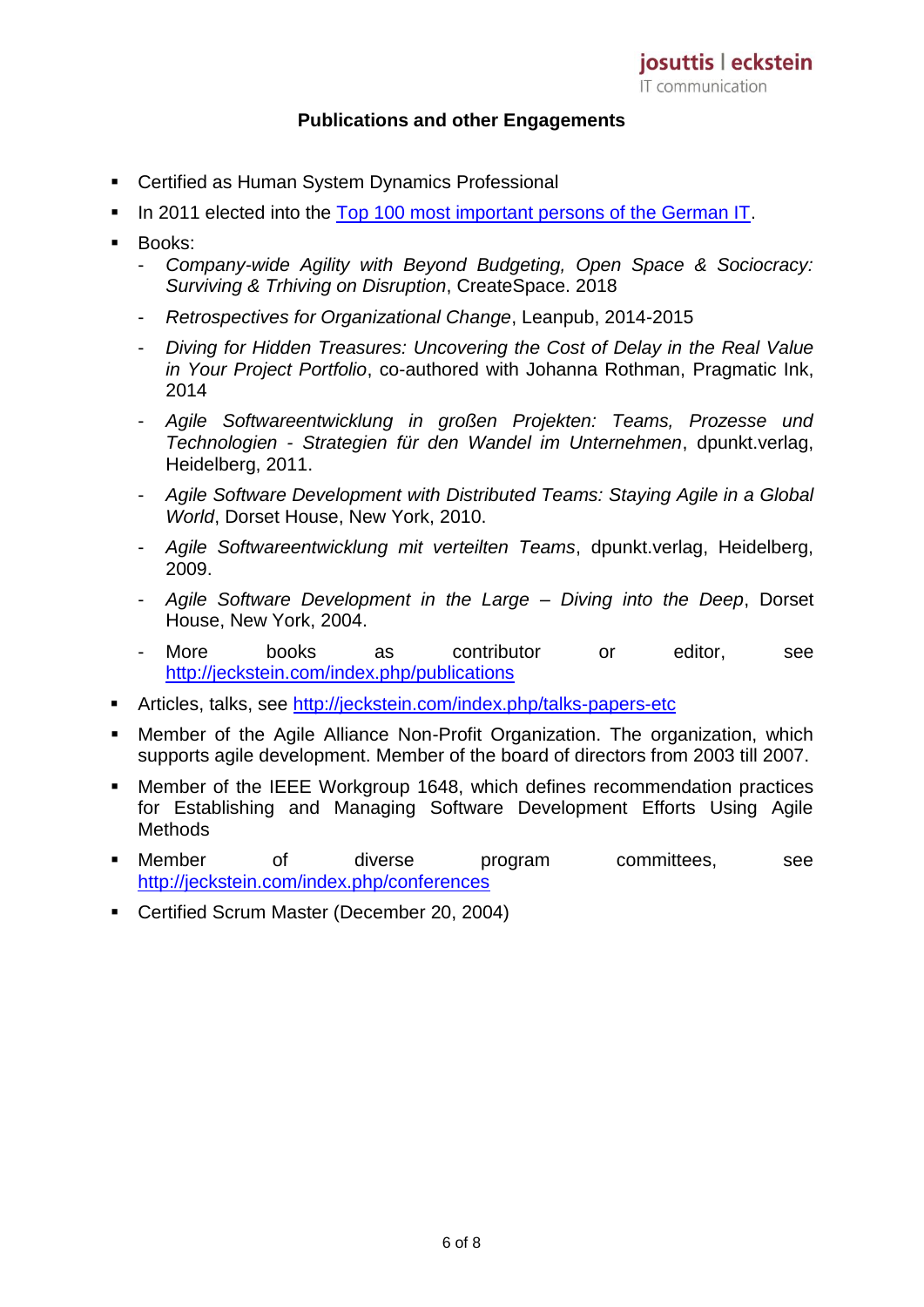## Publications and other Engagements

- Certified as Human System Dynamics Professional
- In 2011 elected into the [Top 100 most important persons of the German IT](#).
- Books:
  - *Company-wide Agility with Beyond Budgeting, Open Space & Sociocracy: Surviving & Trhiving on Disruption*, CreateSpace. 2018
  - *Retrospectives for Organizational Change*, Leanpub, 2014-2015
  - *Diving for Hidden Treasures: Uncovering the Cost of Delay in the Real Value in Your Project Portfolio*, co-authored with Johanna Rothman, Pragmatic Ink, 2014
  - *Agile Softwareentwicklung in großen Projekten: Teams, Prozesse und Technologien - Strategien für den Wandel im Unternehmen*, dpunkt.verlag, Heidelberg, 2011.
  - *Agile Software Development with Distributed Teams: Staying Agile in a Global World*, Dorset House, New York, 2010.
  - *Agile Softwareentwicklung mit verteilten Teams*, dpunkt.verlag, Heidelberg, 2009.
  - *Agile Software Development in the Large – Diving into the Deep*, Dorset House, New York, 2004.
  - More books as contributor or editor, see http://jeckstein.com/index.php/publications
- Articles, talks, see http://jeckstein.com/index.php/talks-papers-etc
- Member of the Agile Alliance Non-Profit Organization. The organization, which supports agile development. Member of the board of directors from 2003 till 2007.
- Member of the IEEE Workgroup 1648, which defines recommendation practices for Establishing and Managing Software Development Efforts Using Agile Methods
- Member of diverse program committees, see http://jeckstein.com/index.php/conferences
- Certified Scrum Master (December 20, 2004)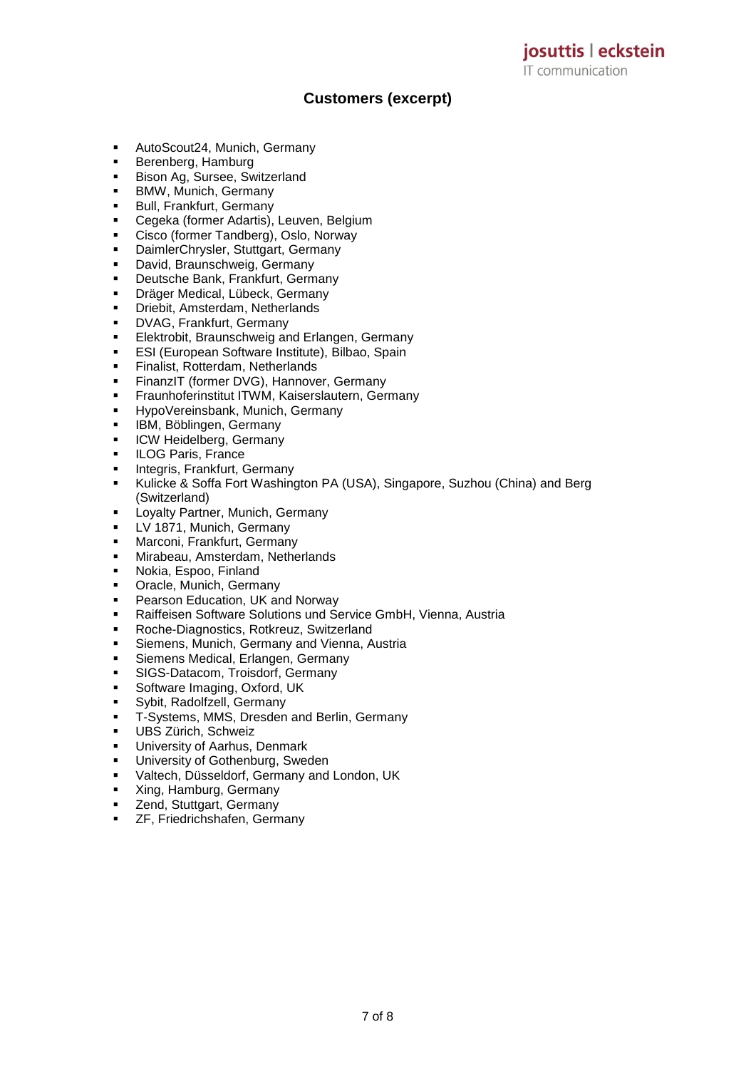## Customers (excerpt)

- AutoScout24, Munich, Germany
- Berenberg, Hamburg
- Bison Ag, Sursee, Switzerland
- BMW, Munich, Germany
- Bull, Frankfurt, Germany
- Cegeka (former Adartis), Leuven, Belgium
- Cisco (former Tandberg), Oslo, Norway
- DaimlerChrysler, Stuttgart, Germany
- David, Braunschweig, Germany
- Deutsche Bank, Frankfurt, Germany
- Dräger Medical, Lübeck, Germany
- Driebit, Amsterdam, Netherlands
- DVAG, Frankfurt, Germany
- Elektrobit, Braunschweig and Erlangen, Germany
- ESI (European Software Institute), Bilbao, Spain
- Finalist, Rotterdam, Netherlands
- FinanzIT (former DVG), Hannover, Germany
- Fraunhoferinstitut ITWM, Kaiserslautern, Germany
- HypoVereinsbank, Munich, Germany
- IBM, Böblingen, Germany
- ICW Heidelberg, Germany
- ILOG Paris, France
- Integris, Frankfurt, Germany
- Kulicke & Soffa Fort Washington PA (USA), Singapore, Suzhou (China) and Berg (Switzerland)
- Loyalty Partner, Munich, Germany
- LV 1871, Munich, Germany
- Marconi, Frankfurt, Germany
- Mirabeau, Amsterdam, Netherlands
- Nokia, Espoo, Finland
- Oracle, Munich, Germany
- Pearson Education, UK and Norway
- Raiffeisen Software Solutions und Service GmbH, Vienna, Austria
- Roche-Diagnostics, Rotkreuz, Switzerland
- Siemens, Munich, Germany and Vienna, Austria
- Siemens Medical, Erlangen, Germany
- SIGS-Datacom, Troisdorf, Germany
- Software Imaging, Oxford, UK
- Sybit, Radolfzell, Germany
- T-Systems, MMS, Dresden and Berlin, Germany
- UBS Zürich, Schweiz
- University of Aarhus, Denmark
- University of Gothenburg, Sweden
- Valtech, Düsseldorf, Germany and London, UK
- Xing, Hamburg, Germany
- Zend, Stuttgart, Germany
- ZF, Friedrichshafen, Germany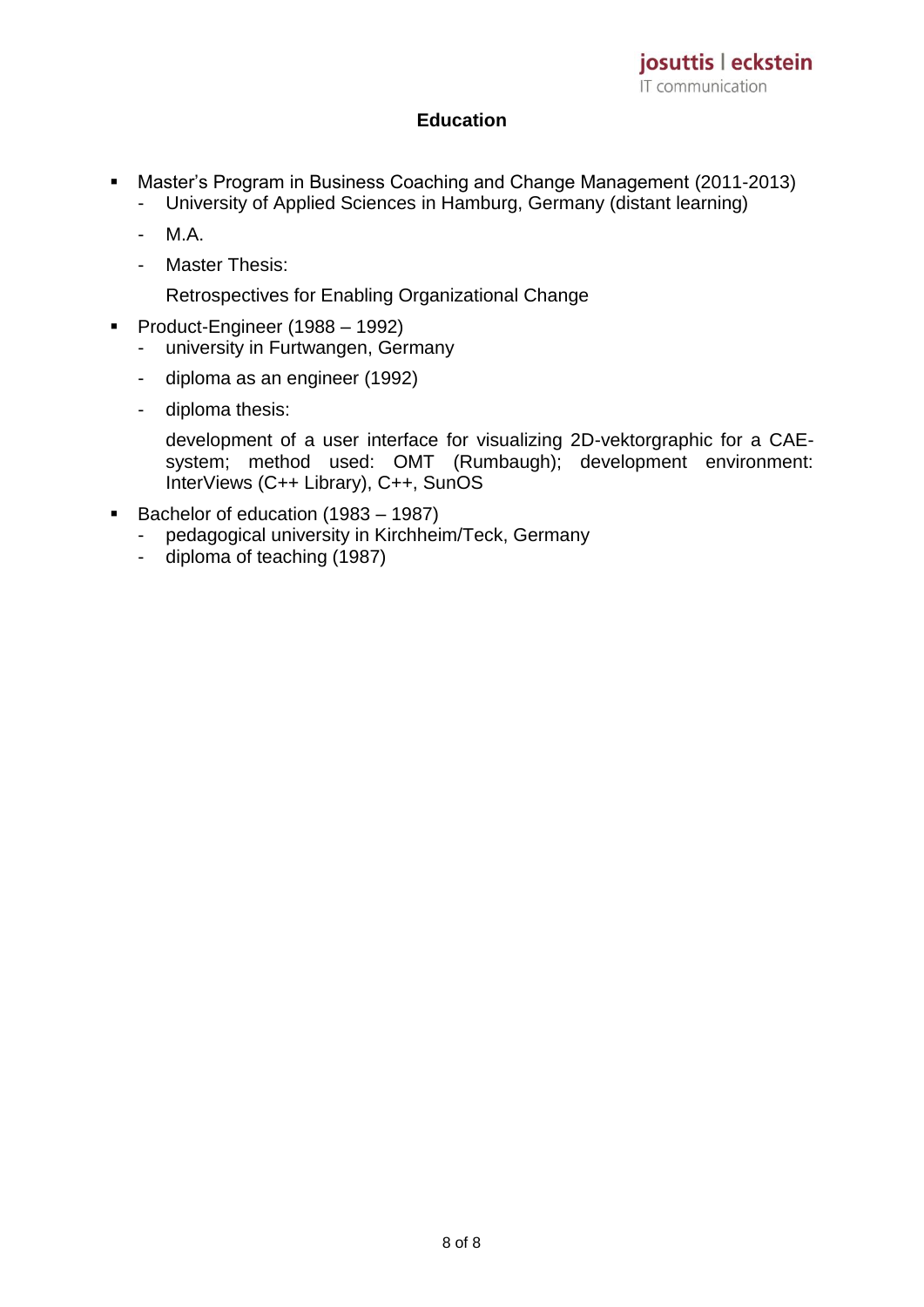## Education

- Master's Program in Business Coaching and Change Management (2011-2013)
  - University of Applied Sciences in Hamburg, Germany (distant learning)
  - M.A.
  - Master Thesis:

    Retrospectives for Enabling Organizational Change
- Product-Engineer (1988 – 1992)
  - university in Furtwangen, Germany
  - diploma as an engineer (1992)
  - diploma thesis:

    development of a user interface for visualizing 2D-vektorgraphic for a CAE-system; method used: OMT (Rumbaugh); development environment: InterViews (C++ Library), C++, SunOS
- Bachelor of education (1983 – 1987)
  - pedagogical university in Kirchheim/Teck, Germany
  - diploma of teaching (1987)